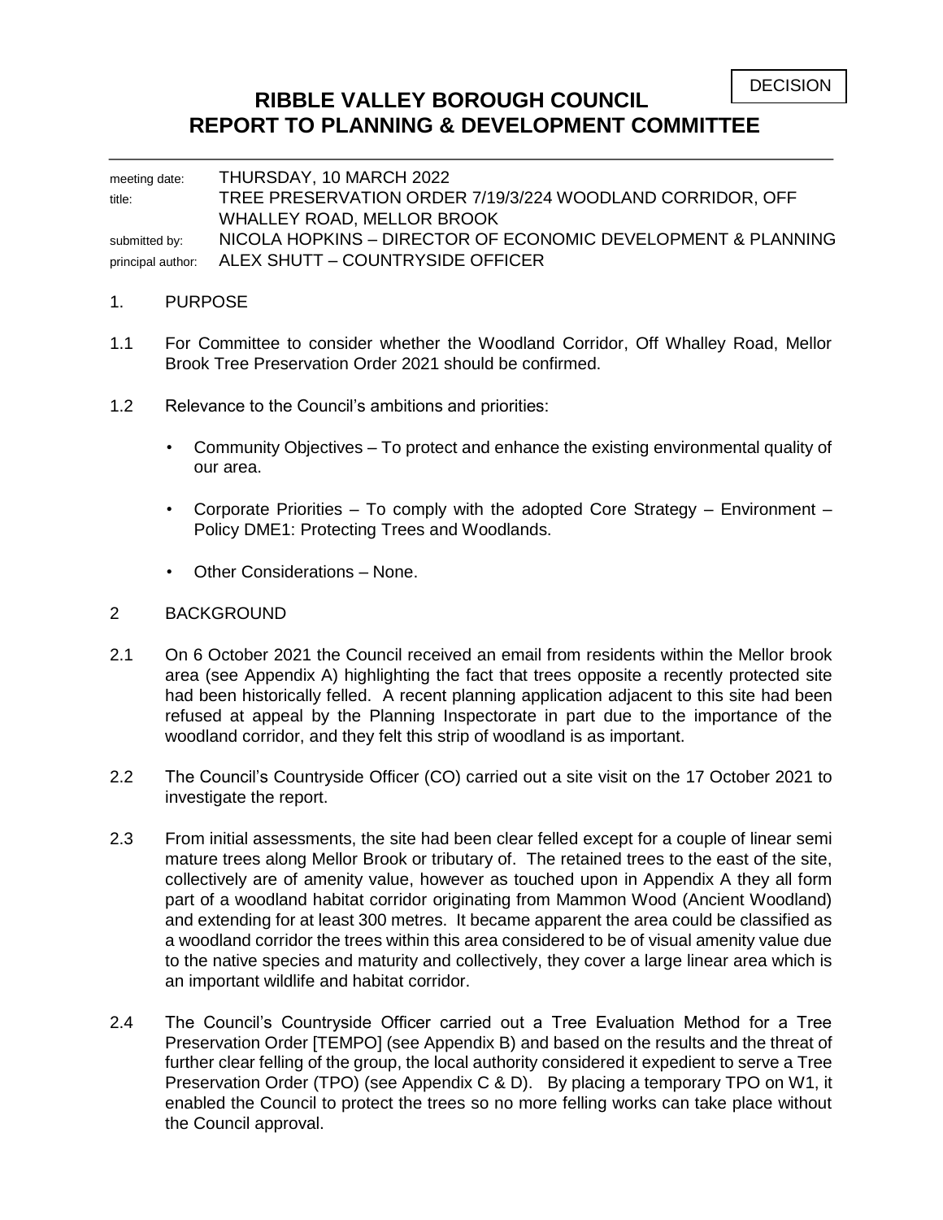DECISION

# RIBBLE VALLEY BOROUGH COUNCIL
# REPORT TO PLANNING & DEVELOPMENT COMMITTEE

| | |
|---|---|
| meeting date: | THURSDAY, 10 MARCH 2022 |
| title: | TREE PRESERVATION ORDER 7/19/3/224 WOODLAND CORRIDOR, OFF WHALLEY ROAD, MELLOR BROOK |
| submitted by: | NICOLA HOPKINS – DIRECTOR OF ECONOMIC DEVELOPMENT & PLANNING |
| principal author: | ALEX SHUTT – COUNTRYSIDE OFFICER |

## 1. PURPOSE

1.1 For Committee to consider whether the Woodland Corridor, Off Whalley Road, Mellor Brook Tree Preservation Order 2021 should be confirmed.

1.2 Relevance to the Council's ambitions and priorities:

- Community Objectives – To protect and enhance the existing environmental quality of our area.
- Corporate Priorities – To comply with the adopted Core Strategy – Environment – Policy DME1: Protecting Trees and Woodlands.
- Other Considerations – None.

## 2 BACKGROUND

2.1 On 6 October 2021 the Council received an email from residents within the Mellor brook area (see Appendix A) highlighting the fact that trees opposite a recently protected site had been historically felled. A recent planning application adjacent to this site had been refused at appeal by the Planning Inspectorate in part due to the importance of the woodland corridor, and they felt this strip of woodland is as important.

2.2 The Council's Countryside Officer (CO) carried out a site visit on the 17 October 2021 to investigate the report.

2.3 From initial assessments, the site had been clear felled except for a couple of linear semi mature trees along Mellor Brook or tributary of. The retained trees to the east of the site, collectively are of amenity value, however as touched upon in Appendix A they all form part of a woodland habitat corridor originating from Mammon Wood (Ancient Woodland) and extending for at least 300 metres. It became apparent the area could be classified as a woodland corridor the trees within this area considered to be of visual amenity value due to the native species and maturity and collectively, they cover a large linear area which is an important wildlife and habitat corridor.

2.4 The Council's Countryside Officer carried out a Tree Evaluation Method for a Tree Preservation Order [TEMPO] (see Appendix B) and based on the results and the threat of further clear felling of the group, the local authority considered it expedient to serve a Tree Preservation Order (TPO) (see Appendix C & D). By placing a temporary TPO on W1, it enabled the Council to protect the trees so no more felling works can take place without the Council approval.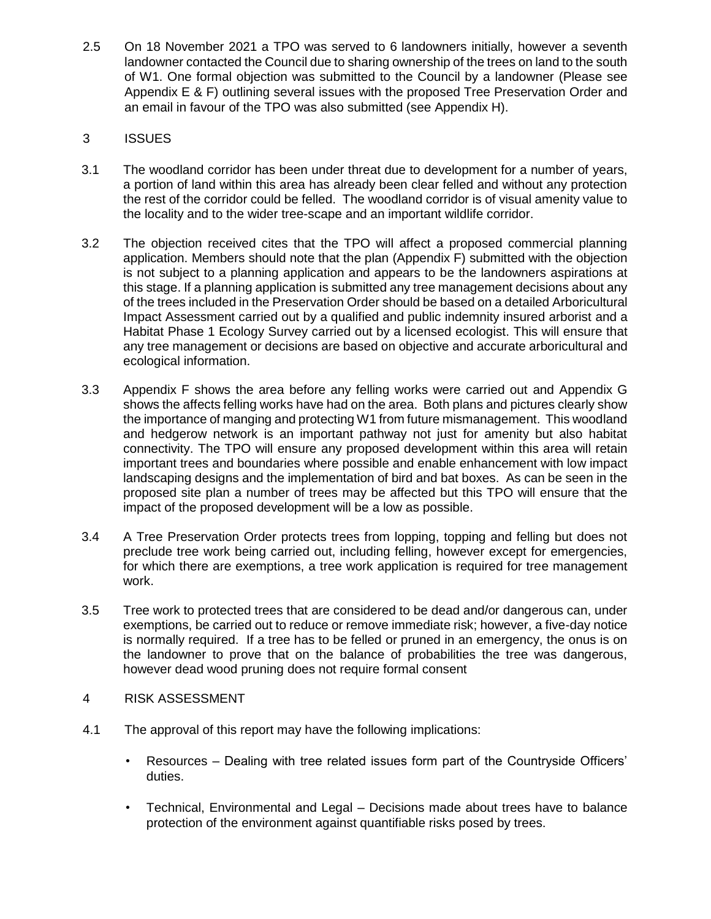2.5 On 18 November 2021 a TPO was served to 6 landowners initially, however a seventh landowner contacted the Council due to sharing ownership of the trees on land to the south of W1. One formal objection was submitted to the Council by a landowner (Please see Appendix E & F) outlining several issues with the proposed Tree Preservation Order and an email in favour of the TPO was also submitted (see Appendix H).

## 3 ISSUES

3.1 The woodland corridor has been under threat due to development for a number of years, a portion of land within this area has already been clear felled and without any protection the rest of the corridor could be felled. The woodland corridor is of visual amenity value to the locality and to the wider tree-scape and an important wildlife corridor.

3.2 The objection received cites that the TPO will affect a proposed commercial planning application. Members should note that the plan (Appendix F) submitted with the objection is not subject to a planning application and appears to be the landowners aspirations at this stage. If a planning application is submitted any tree management decisions about any of the trees included in the Preservation Order should be based on a detailed Arboricultural Impact Assessment carried out by a qualified and public indemnity insured arborist and a Habitat Phase 1 Ecology Survey carried out by a licensed ecologist. This will ensure that any tree management or decisions are based on objective and accurate arboricultural and ecological information.

3.3 Appendix F shows the area before any felling works were carried out and Appendix G shows the affects felling works have had on the area. Both plans and pictures clearly show the importance of manging and protecting W1 from future mismanagement. This woodland and hedgerow network is an important pathway not just for amenity but also habitat connectivity. The TPO will ensure any proposed development within this area will retain important trees and boundaries where possible and enable enhancement with low impact landscaping designs and the implementation of bird and bat boxes. As can be seen in the proposed site plan a number of trees may be affected but this TPO will ensure that the impact of the proposed development will be a low as possible.

3.4 A Tree Preservation Order protects trees from lopping, topping and felling but does not preclude tree work being carried out, including felling, however except for emergencies, for which there are exemptions, a tree work application is required for tree management work.

3.5 Tree work to protected trees that are considered to be dead and/or dangerous can, under exemptions, be carried out to reduce or remove immediate risk; however, a five-day notice is normally required. If a tree has to be felled or pruned in an emergency, the onus is on the landowner to prove that on the balance of probabilities the tree was dangerous, however dead wood pruning does not require formal consent

## 4 RISK ASSESSMENT

4.1 The approval of this report may have the following implications:

- Resources – Dealing with tree related issues form part of the Countryside Officers' duties.
- Technical, Environmental and Legal – Decisions made about trees have to balance protection of the environment against quantifiable risks posed by trees.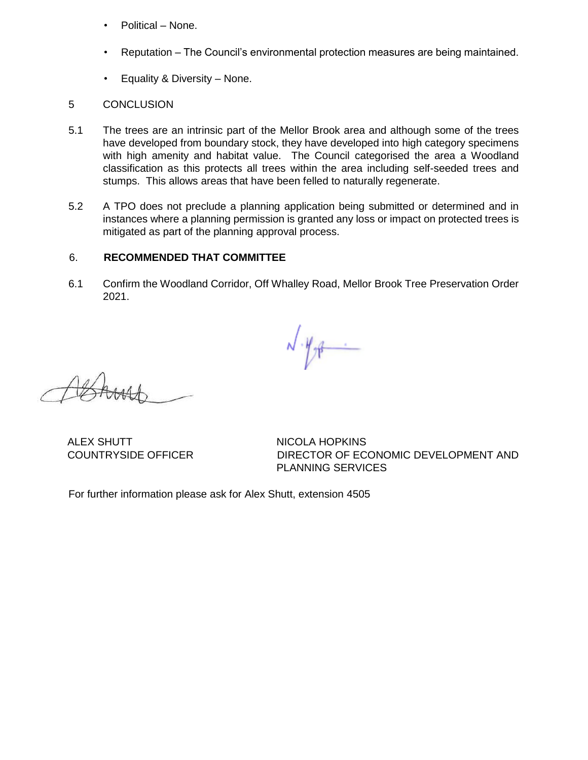- Political – None.
- Reputation – The Council's environmental protection measures are being maintained.
- Equality & Diversity – None.

## 5 CONCLUSION

5.1 The trees are an intrinsic part of the Mellor Brook area and although some of the trees have developed from boundary stock, they have developed into high category specimens with high amenity and habitat value. The Council categorised the area a Woodland classification as this protects all trees within the area including self-seeded trees and stumps. This allows areas that have been felled to naturally regenerate.

5.2 A TPO does not preclude a planning application being submitted or determined and in instances where a planning permission is granted any loss or impact on protected trees is mitigated as part of the planning approval process.

## 6. RECOMMENDED THAT COMMITTEE

6.1 Confirm the Woodland Corridor, Off Whalley Road, Mellor Brook Tree Preservation Order 2021.

ALEX SHUTT
COUNTRYSIDE OFFICER

NICOLA HOPKINS
DIRECTOR OF ECONOMIC DEVELOPMENT AND PLANNING SERVICES

For further information please ask for Alex Shutt, extension 4505